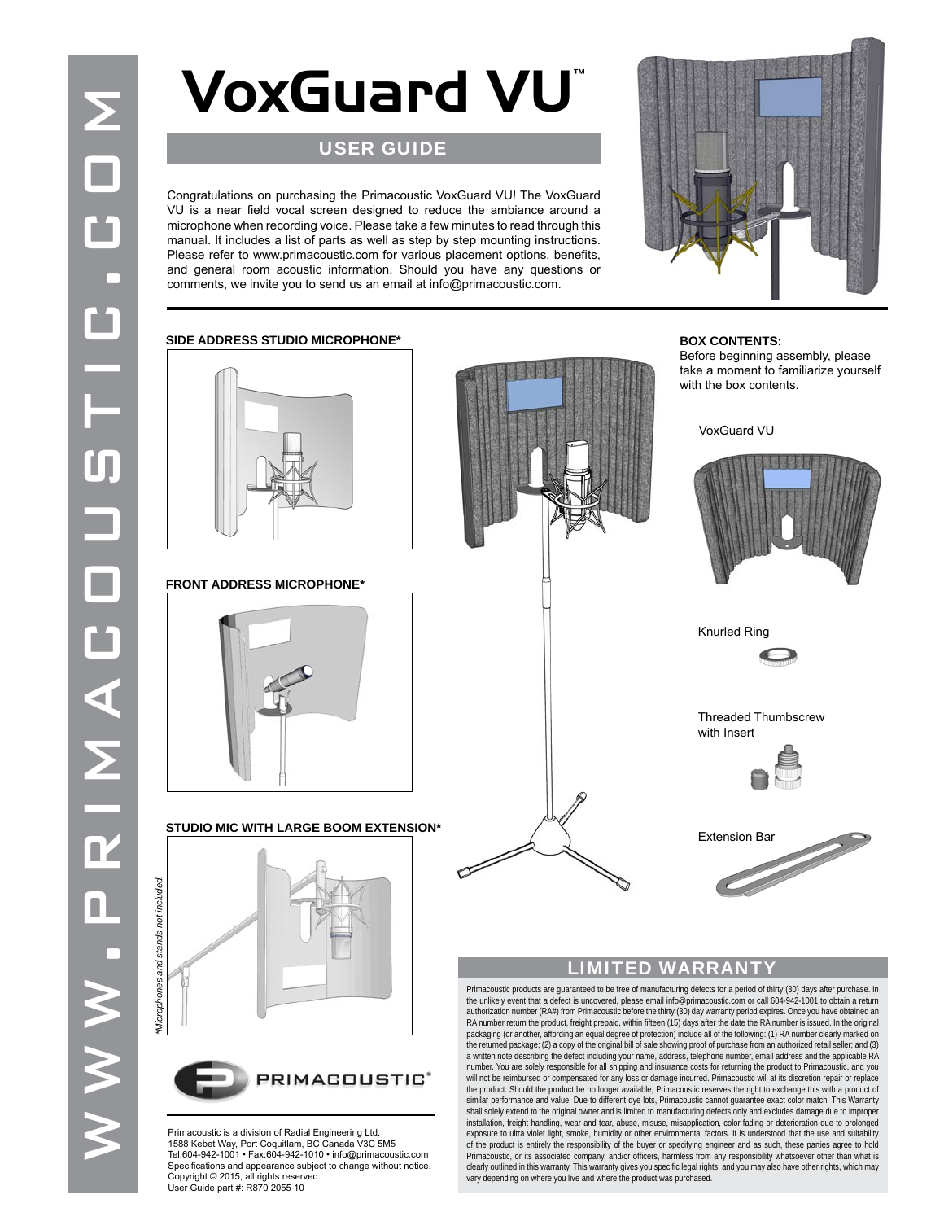# VoxGuard VU™

## USER GUIDE

Congratulations on purchasing the Primacoustic VoxGuard VU! The VoxGuard VU is a near field vocal screen designed to reduce the ambiance around a microphone when recording voice. Please take a few minutes to read through this manual. It includes a list of parts as well as step by step mounting instructions. Please refer to www.primacoustic.com for various placement options, benefits, and general room acoustic information. Should you have any questions or comments, we invite you to send us an email at info@primacoustic.com.

**SIDE ADDRESS STUDIO MICROPHONE***

**FRONT ADDRESS MICROPHONE***

**STUDIO MIC WITH LARGE BOOM EXTENSION***

*\*Microphones and stands not included.*

**BOX CONTENTS:**

Before beginning assembly, please take a moment to familiarize yourself with the box contents.

- VoxGuard VU
- Knurled Ring
- Threaded Thumbscrew with Insert
- Extension Bar

## LIMITED WARRANTY

Primacoustic products are guaranteed to be free of manufacturing defects for a period of thirty (30) days after purchase. In the unlikely event that a defect is uncovered, please email info@primacoustic.com or call 604-942-1001 to obtain a return authorization number (RA#) from Primacoustic before the thirty (30) day warranty period expires. Once you have obtained an RA number return the product, freight prepaid, within fifteen (15) days after the date the RA number is issued. In the original packaging (or another, affording an equal degree of protection) include all of the following: (1) RA number clearly marked on the returned package; (2) a copy of the original bill of sale showing proof of purchase from an authorized retail seller; and (3) a written note describing the defect including your name, address, telephone number, email address and the applicable RA number. You are solely responsible for all shipping and insurance costs for returning the product to Primacoustic, and you will not be reimbursed or compensated for any loss or damage incurred. Primacoustic will at its discretion repair or replace the product. Should the product be no longer available, Primacoustic reserves the right to exchange this with a product of similar performance and value. Due to different dye lots, Primacoustic cannot guarantee exact color match. This Warranty shall solely extend to the original owner and is limited to manufacturing defects only and excludes damage due to improper installation, freight handling, wear and tear, abuse, misuse, misapplication, color fading or deterioration due to prolonged exposure to ultra violet light, smoke, humidity or other environmental factors. It is understood that the use and suitability of the product is entirely the responsibility of the buyer or specifying engineer and as such, these parties agree to hold Primacoustic, or its associated company, and/or officers, harmless from any responsibility whatsoever other than what is clearly outlined in this warranty. This warranty gives you specific legal rights, and you may also have other rights, which may vary depending on where you live and where the product was purchased.

PRIMACOUSTIC®

Primacoustic is a division of Radial Engineering Ltd.
1588 Kebet Way, Port Coquitlam, BC Canada V3C 5M5
Tel:604-942-1001 • Fax:604-942-1010 • info@primacoustic.com
Specifications and appearance subject to change without notice.
Copyright © 2015, all rights reserved.
User Guide part #: R870 2055 10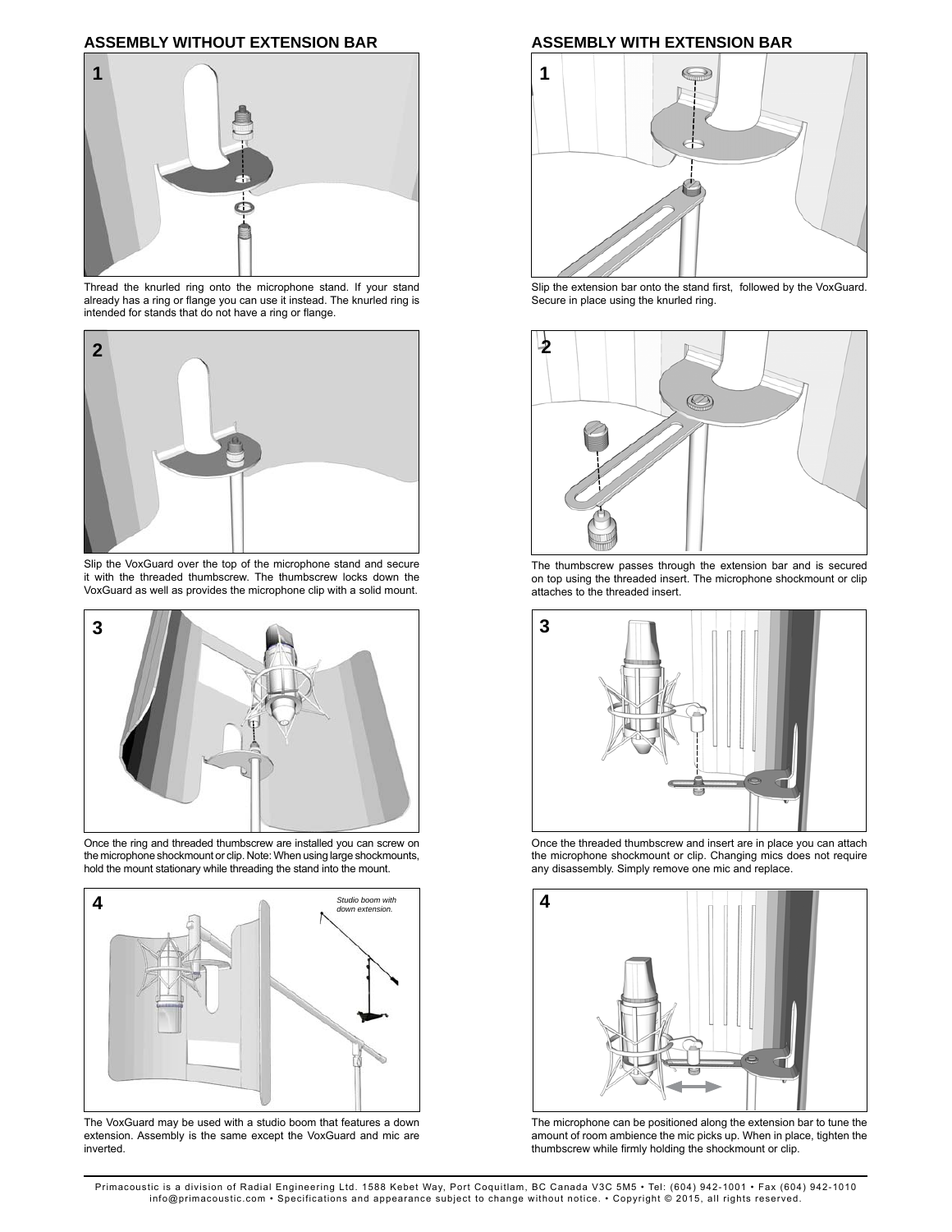## ASSEMBLY WITHOUT EXTENSION BAR

1

Thread the knurled ring onto the microphone stand. If your stand already has a ring or flange you can use it instead. The knurled ring is intended for stands that do not have a ring or flange.

2

Slip the VoxGuard over the top of the microphone stand and secure it with the threaded thumbscrew. The thumbscrew locks down the VoxGuard as well as provides the microphone clip with a solid mount.

3

Once the ring and threaded thumbscrew are installed you can screw on the microphone shockmount or clip. Note: When using large shockmounts, hold the mount stationary while threading the stand into the mount.

4

*Studio boom with down extension.*

The VoxGuard may be used with a studio boom that features a down extension. Assembly is the same except the VoxGuard and mic are inverted.

## ASSEMBLY WITH EXTENSION BAR

1

Slip the extension bar onto the stand first, followed by the VoxGuard. Secure in place using the knurled ring.

2

The thumbscrew passes through the extension bar and is secured on top using the threaded insert. The microphone shockmount or clip attaches to the threaded insert.

3

Once the threaded thumbscrew and insert are in place you can attach the microphone shockmount or clip. Changing mics does not require any disassembly. Simply remove one mic and replace.

4

The microphone can be positioned along the extension bar to tune the amount of room ambience the mic picks up. When in place, tighten the thumbscrew while firmly holding the shockmount or clip.

Primacoustic is a division of Radial Engineering Ltd. 1588 Kebet Way, Port Coquitlam, BC Canada V3C 5M5 • Tel: (604) 942-1001 • Fax (604) 942-1010 info@primacoustic.com • Specifications and appearance subject to change without notice. • Copyright © 2015, all rights reserved.